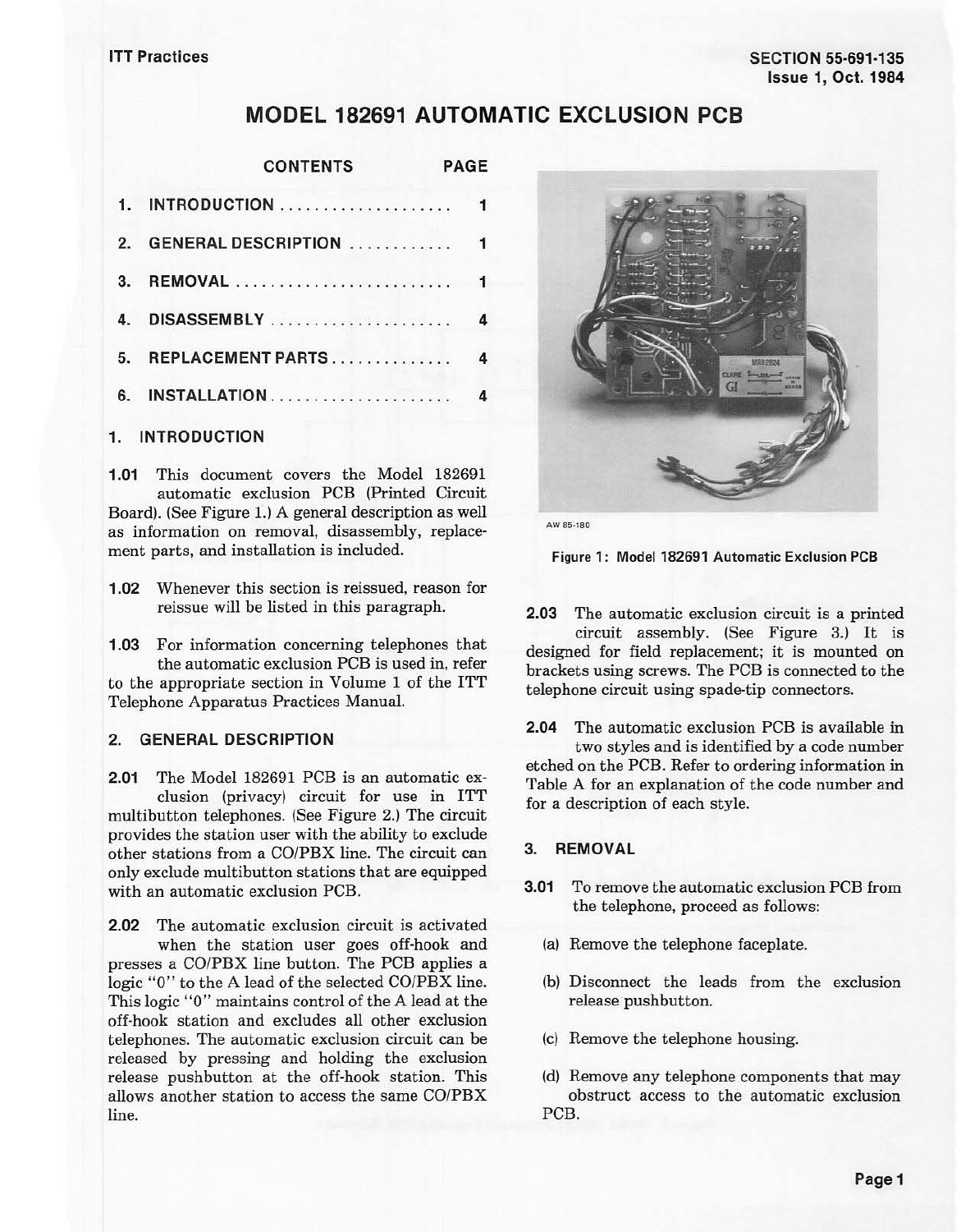# MODEL 182691 AUTOMATIC EXCLUSION PCB

| CONTENTS | PAGE |
|---|---|
| 1. INTRODUCTION | 1 |
| 2. GENERAL DESCRIPTION | 1 |
| 3. REMOVAL | 1 |
| 4. DISASSEMBLY | 4 |
| 5. REPLACEMENT PARTS | 4 |
| 6. INSTALLATION | 4 |

## 1. INTRODUCTION

**1.01** This document covers the Model 182691 automatic exclusion PCB (Printed Circuit Board). (See Figure 1.) A general description as well as information on removal, disassembly, replacement parts, and installation is included.

**1.02** Whenever this section is reissued, reason for reissue will be listed in this paragraph.

**1.03** For information concerning telephones that the automatic exclusion PCB is used in, refer to the appropriate section in Volume 1 of the ITT Telephone Apparatus Practices Manual.

## 2. GENERAL DESCRIPTION

**2.01** The Model 182691 PCB is an automatic exclusion (privacy) circuit for use in ITT multibutton telephones. (See Figure 2.) The circuit provides the station user with the ability to exclude other stations from a CO/PBX line. The circuit can only exclude multibutton stations that are equipped with an automatic exclusion PCB.

**2.02** The automatic exclusion circuit is activated when the station user goes off-hook and presses a CO/PBX line button. The PCB applies a logic "0" to the A lead of the selected CO/PBX line. This logic "0" maintains control of the A lead at the off-hook station and excludes all other exclusion telephones. The automatic exclusion circuit can be released by pressing and holding the exclusion release pushbutton at the off-hook station. This allows another station to access the same CO/PBX line.

AW 85-180

Figure 1: Model 182691 Automatic Exclusion PCB

**2.03** The automatic exclusion circuit is a printed circuit assembly. (See Figure 3.) It is designed for field replacement; it is mounted on brackets using screws. The PCB is connected to the telephone circuit using spade-tip connectors.

**2.04** The automatic exclusion PCB is available in two styles and is identified by a code number etched on the PCB. Refer to ordering information in Table A for an explanation of the code number and for a description of each style.

## 3. REMOVAL

**3.01** To remove the automatic exclusion PCB from the telephone, proceed as follows:

(a) Remove the telephone faceplate.

(b) Disconnect the leads from the exclusion release pushbutton.

(c) Remove the telephone housing.

(d) Remove any telephone components that may obstruct access to the automatic exclusion PCB.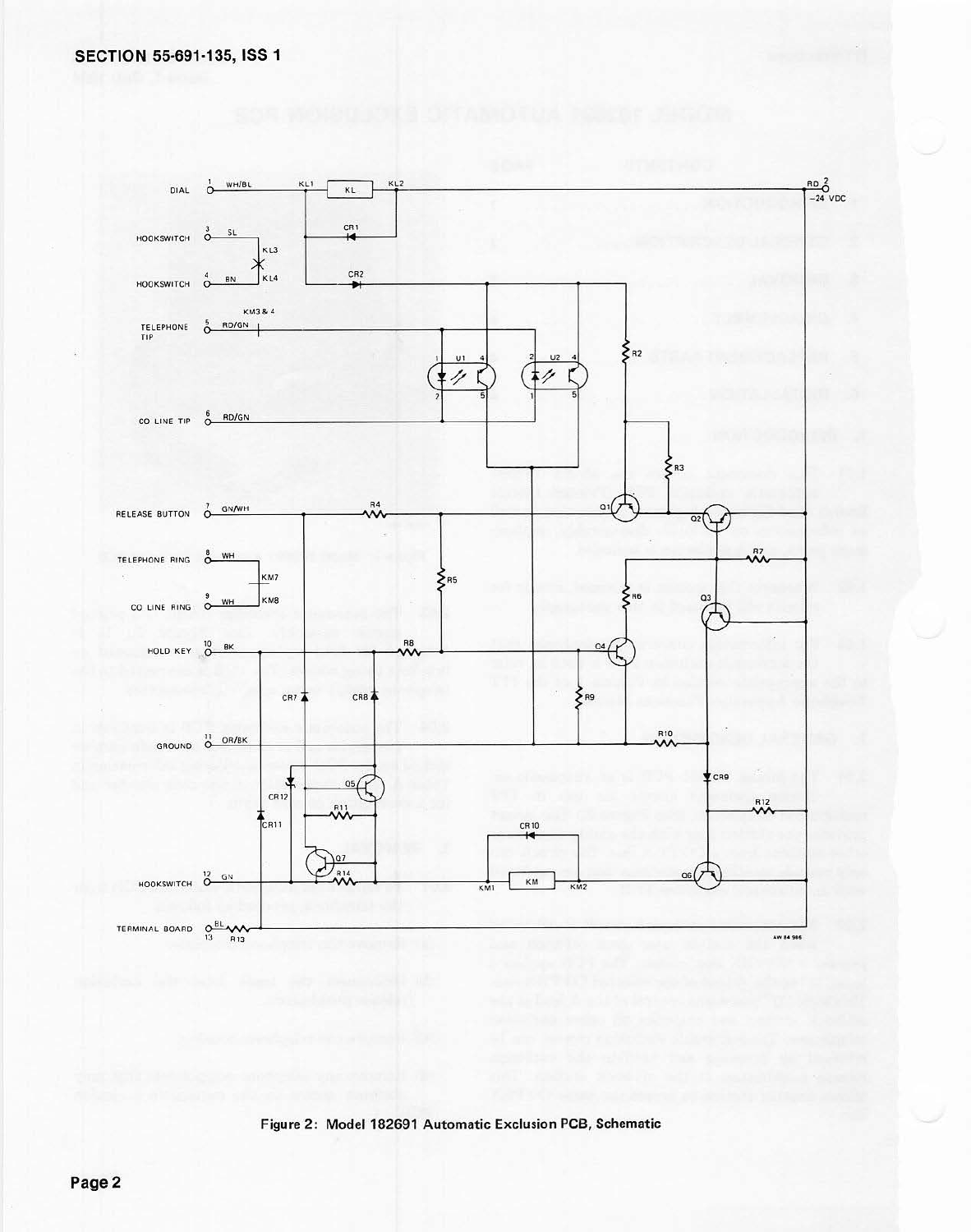**Figure 2: Model 182691 Automatic Exclusion PCB, Schematic**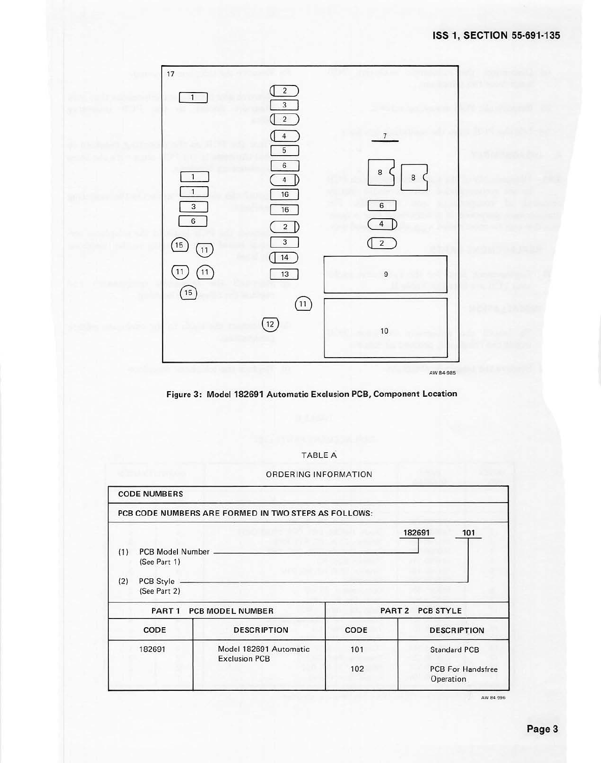Figure 3: Model 182691 Automatic Exclusion PCB, Component Location

TABLE A

ORDERING INFORMATION

| CODE NUMBERS | | | |
|---|---|---|---|
| PCB CODE NUMBERS ARE FORMED IN TWO STEPS AS FOLLOWS: | | | |
| (1) PCB Model Number (See Part 1) — 182691 | | | |
| (2) PCB Style (See Part 2) — 101 | | | |
| PART 1 PCB MODEL NUMBER | | PART 2 PCB STYLE | |
| CODE | DESCRIPTION | CODE | DESCRIPTION |
| 182691 | Model 182691 Automatic Exclusion PCB | 101 | Standard PCB |
| | | 102 | PCB For Handsfree Operation |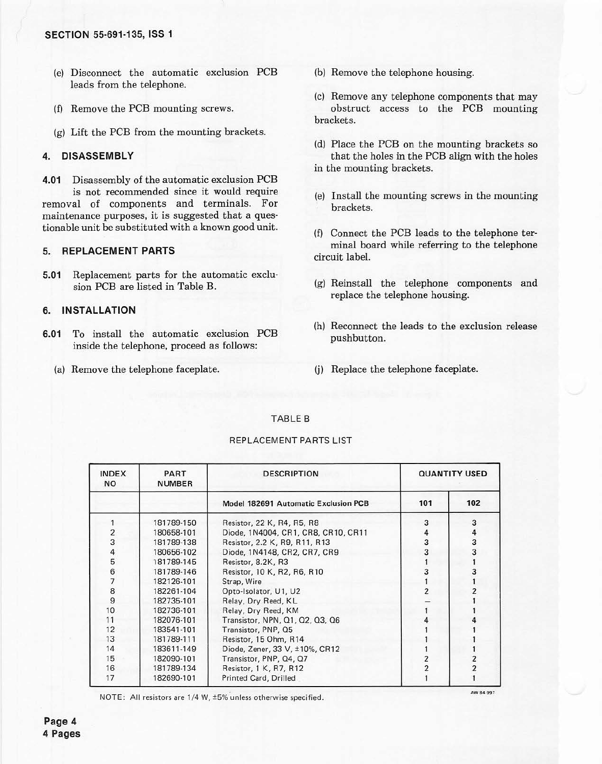(e) Disconnect the automatic exclusion PCB leads from the telephone.

(f) Remove the PCB mounting screws.

(g) Lift the PCB from the mounting brackets.

## 4. DISASSEMBLY

**4.01** Disassembly of the automatic exclusion PCB is not recommended since it would require removal of components and terminals. For maintenance purposes, it is suggested that a questionable unit be substituted with a known good unit.

## 5. REPLACEMENT PARTS

**5.01** Replacement parts for the automatic exclusion PCB are listed in Table B.

## 6. INSTALLATION

**6.01** To install the automatic exclusion PCB inside the telephone, proceed as follows:

(a) Remove the telephone faceplate.

(b) Remove the telephone housing.

(c) Remove any telephone components that may obstruct access to the PCB mounting brackets.

(d) Place the PCB on the mounting brackets so that the holes in the PCB align with the holes in the mounting brackets.

(e) Install the mounting screws in the mounting brackets.

(f) Connect the PCB leads to the telephone terminal board while referring to the telephone circuit label.

(g) Reinstall the telephone components and replace the telephone housing.

(h) Reconnect the leads to the exclusion release pushbutton.

(j) Replace the telephone faceplate.

TABLE B

REPLACEMENT PARTS LIST

| INDEX NO | PART NUMBER | DESCRIPTION | QUANTITY USED | |
|---|---|---|---|---|
| | | **Model 182691 Automatic Exclusion PCB** | **101** | **102** |
| 1 | 181789-150 | Resistor, 22 K, R4, R5, R8 | 3 | 3 |
| 2 | 180658-101 | Diode, 1N4004, CR1, CR8, CR10, CR11 | 4 | 4 |
| 3 | 181789-138 | Resistor, 2.2 K, R9, R11, R13 | 3 | 3 |
| 4 | 180656-102 | Diode, 1N4148, CR2, CR7, CR9 | 3 | 3 |
| 5 | 181789-145 | Resistor, 8.2K, R3 | 1 | 1 |
| 6 | 181789-146 | Resistor, 10 K, R2, R6, R10 | 3 | 3 |
| 7 | 182126-101 | Strap, Wire | 1 | 1 |
| 8 | 182261-104 | Opto-Isolator, U1, U2 | 2 | 2 |
| 9 | 182735-101 | Relay, Dry Reed, KL | – | 1 |
| 10 | 182736-101 | Relay, Dry Reed, KM | 1 | 1 |
| 11 | 182076-101 | Transistor, NPN, Q1, Q2, Q3, Q6 | 4 | 4 |
| 12 | 183541-101 | Transistor, PNP, Q5 | 1 | 1 |
| 13 | 181789-111 | Resistor, 15 Ohm, R14 | 1 | 1 |
| 14 | 183611-149 | Diode, Zener, 33 V, ±10%, CR12 | 1 | 1 |
| 15 | 182090-101 | Transistor, PNP, Q4, Q7 | 2 | 2 |
| 16 | 181789-134 | Resistor, 1 K, R7, R12 | 2 | 2 |
| 17 | 182690-101 | Printed Card, Drilled | 1 | 1 |

NOTE: All resistors are 1/4 W, ±5% unless otherwise specified.

AW 84 997